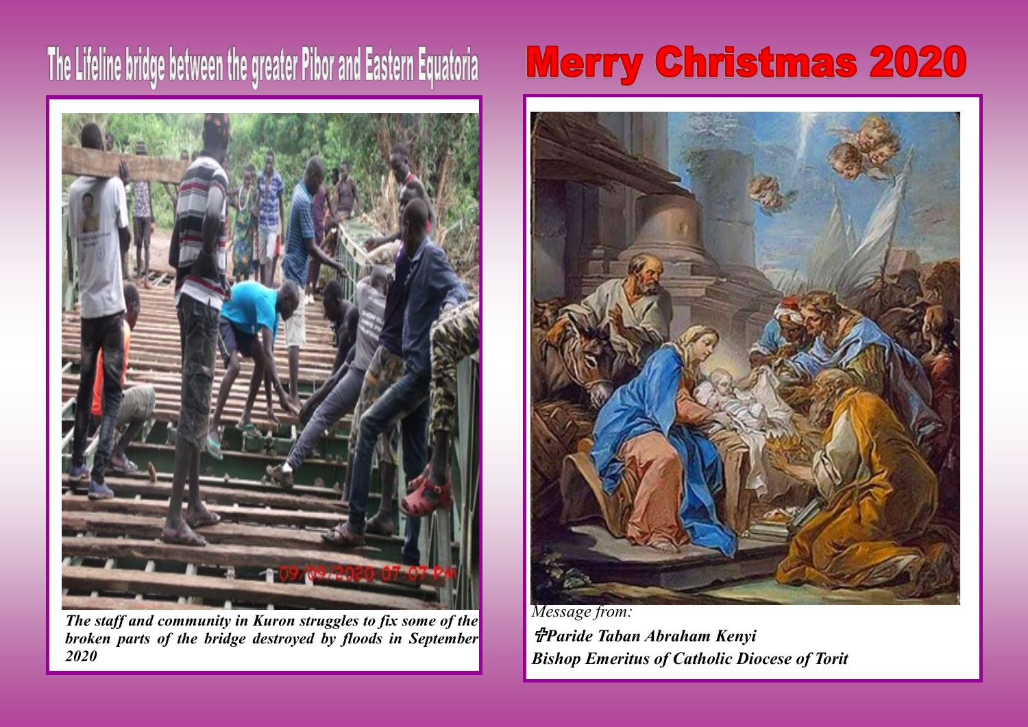# The Lifeline bridge between the greater Pibor and Eastern Equatoria

***The staff and community in Kuron struggles to fix some of the broken parts of the bridge destroyed by floods in September 2020***

# Merry Christmas 2020

*Message from:*

***✞Paride Taban Abraham Kenyi***

***Bishop Emeritus of Catholic Diocese of Torit***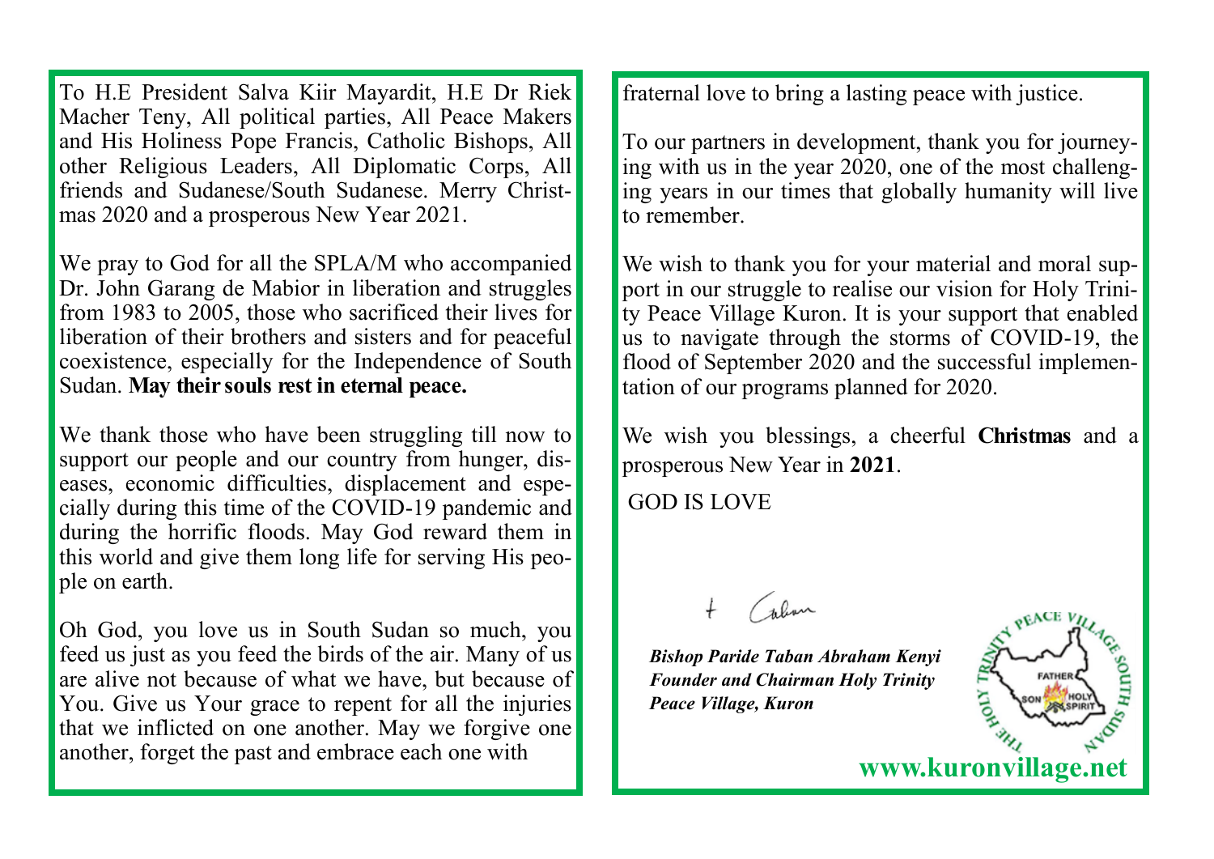To H.E President Salva Kiir Mayardit, H.E Dr Riek Macher Teny, All political parties, All Peace Makers and His Holiness Pope Francis, Catholic Bishops, All other Religious Leaders, All Diplomatic Corps, All friends and Sudanese/South Sudanese. Merry Christmas 2020 and a prosperous New Year 2021.

We pray to God for all the SPLA/M who accompanied Dr. John Garang de Mabior in liberation and struggles from 1983 to 2005, those who sacrificed their lives for liberation of their brothers and sisters and for peaceful coexistence, especially for the Independence of South Sudan. **May their souls rest in eternal peace.**

We thank those who have been struggling till now to support our people and our country from hunger, diseases, economic difficulties, displacement and especially during this time of the COVID-19 pandemic and during the horrific floods. May God reward them in this world and give them long life for serving His people on earth.

Oh God, you love us in South Sudan so much, you feed us just as you feed the birds of the air. Many of us are alive not because of what we have, but because of You. Give us Your grace to repent for all the injuries that we inflicted on one another. May we forgive one another, forget the past and embrace each one with fraternal love to bring a lasting peace with justice.

To our partners in development, thank you for journeying with us in the year 2020, one of the most challenging years in our times that globally humanity will live to remember.

We wish to thank you for your material and moral support in our struggle to realise our vision for Holy Trinity Peace Village Kuron. It is your support that enabled us to navigate through the storms of COVID-19, the flood of September 2020 and the successful implementation of our programs planned for 2020.

We wish you blessings, a cheerful **Christmas** and a prosperous New Year in **2021**.

GOD IS LOVE

+ Taban

***Bishop Paride Taban Abraham Kenyi***
***Founder and Chairman Holy Trinity Peace Village, Kuron***

THE HOLY TRINITY PEACE VILLAGE SOUTH SUDAN

FATHER SON HOLY SPIRIT

**www.kuronvillage.net**